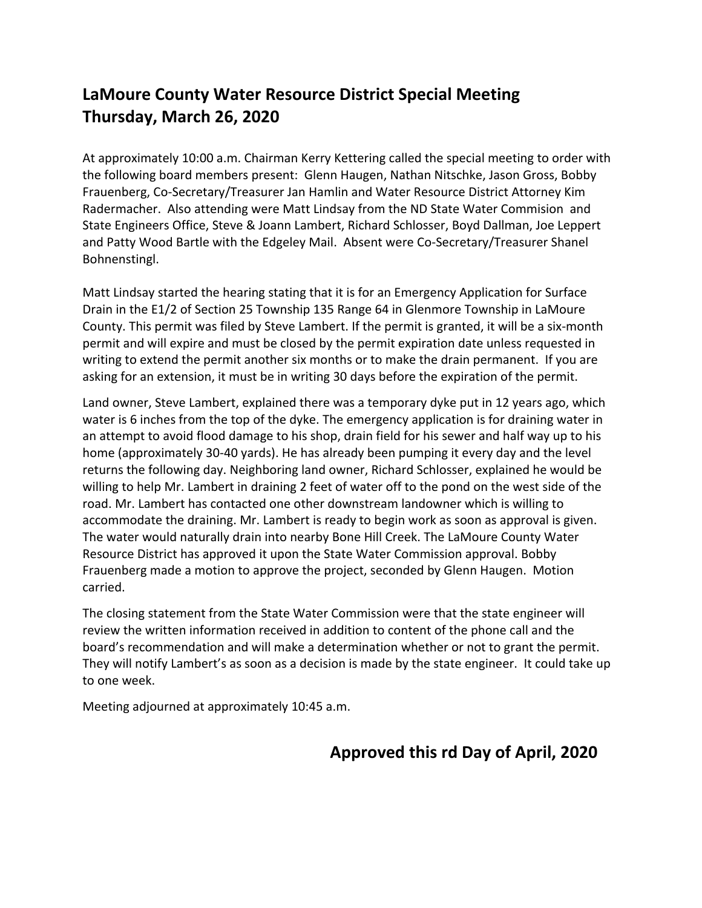# LaMoure County Water Resource District Special Meeting Thursday, March 26, 2020

At approximately 10:00 a.m. Chairman Kerry Kettering called the special meeting to order with the following board members present: Glenn Haugen, Nathan Nitschke, Jason Gross, Bobby Frauenberg, Co-Secretary/Treasurer Jan Hamlin and Water Resource District Attorney Kim Radermacher. Also attending were Matt Lindsay from the ND State Water Commision and State Engineers Office, Steve & Joann Lambert, Richard Schlosser, Boyd Dallman, Joe Leppert and Patty Wood Bartle with the Edgeley Mail. Absent were Co-Secretary/Treasurer Shanel Bohnenstingl.

Matt Lindsay started the hearing stating that it is for an Emergency Application for Surface Drain in the E1/2 of Section 25 Township 135 Range 64 in Glenmore Township in LaMoure County. This permit was filed by Steve Lambert. If the permit is granted, it will be a six-month permit and will expire and must be closed by the permit expiration date unless requested in writing to extend the permit another six months or to make the drain permanent. If you are asking for an extension, it must be in writing 30 days before the expiration of the permit.

Land owner, Steve Lambert, explained there was a temporary dyke put in 12 years ago, which water is 6 inches from the top of the dyke. The emergency application is for draining water in an attempt to avoid flood damage to his shop, drain field for his sewer and half way up to his home (approximately 30-40 yards). He has already been pumping it every day and the level returns the following day. Neighboring land owner, Richard Schlosser, explained he would be willing to help Mr. Lambert in draining 2 feet of water off to the pond on the west side of the road. Mr. Lambert has contacted one other downstream landowner which is willing to accommodate the draining. Mr. Lambert is ready to begin work as soon as approval is given. The water would naturally drain into nearby Bone Hill Creek. The LaMoure County Water Resource District has approved it upon the State Water Commission approval. Bobby Frauenberg made a motion to approve the project, seconded by Glenn Haugen. Motion carried.

The closing statement from the State Water Commission were that the state engineer will review the written information received in addition to content of the phone call and the board's recommendation and will make a determination whether or not to grant the permit. They will notify Lambert's as soon as a decision is made by the state engineer. It could take up to one week.

Meeting adjourned at approximately 10:45 a.m.

**Approved this rd Day of April, 2020**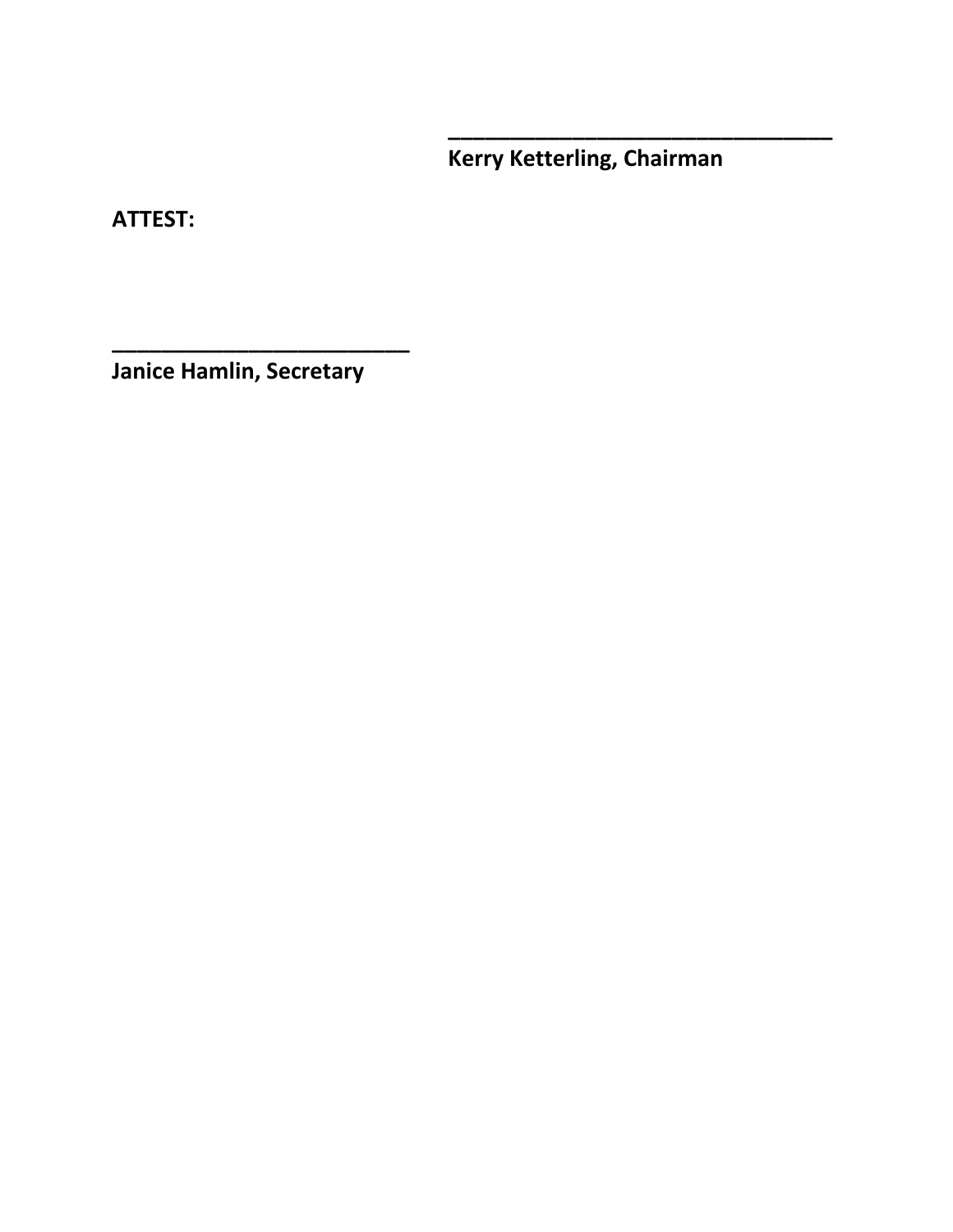\_\_\_\_\_\_\_\_\_\_\_\_\_\_\_\_\_\_\_\_\_\_\_\_\_\_\_\_\_\_\_\_
**Kerry Ketterling, Chairman**

**ATTEST:**

\_\_\_\_\_\_\_\_\_\_\_\_\_\_\_\_\_\_\_\_\_\_\_\_\_\_\_\_
**Janice Hamlin, Secretary**